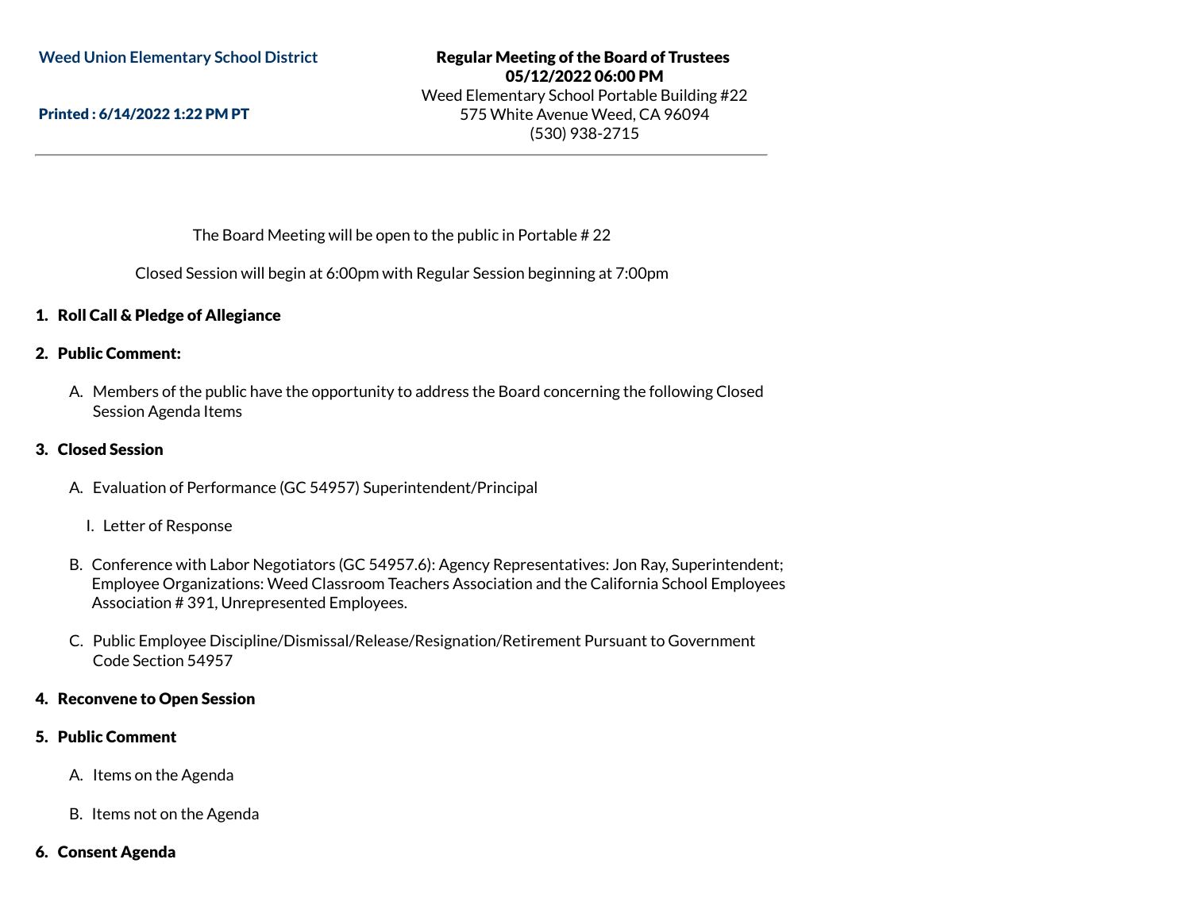**Weed Union Elementary School District**

**Printed : 6/14/2022 1:22 PM PT**

**Regular Meeting of the Board of Trustees**
**05/12/2022 06:00 PM**
Weed Elementary School Portable Building #22
575 White Avenue Weed, CA 96094
(530) 938-2715

---

The Board Meeting will be open to the public in Portable # 22

Closed Session will begin at 6:00pm with Regular Session beginning at 7:00pm

## 1. Roll Call & Pledge of Allegiance

## 2. Public Comment:

A. Members of the public have the opportunity to address the Board concerning the following Closed Session Agenda Items

## 3. Closed Session

A. Evaluation of Performance (GC 54957) Superintendent/Principal

   I. Letter of Response

B. Conference with Labor Negotiators (GC 54957.6): Agency Representatives: Jon Ray, Superintendent; Employee Organizations: Weed Classroom Teachers Association and the California School Employees Association # 391, Unrepresented Employees.

C. Public Employee Discipline/Dismissal/Release/Resignation/Retirement Pursuant to Government Code Section 54957

## 4. Reconvene to Open Session

## 5. Public Comment

A. Items on the Agenda

B. Items not on the Agenda

## 6. Consent Agenda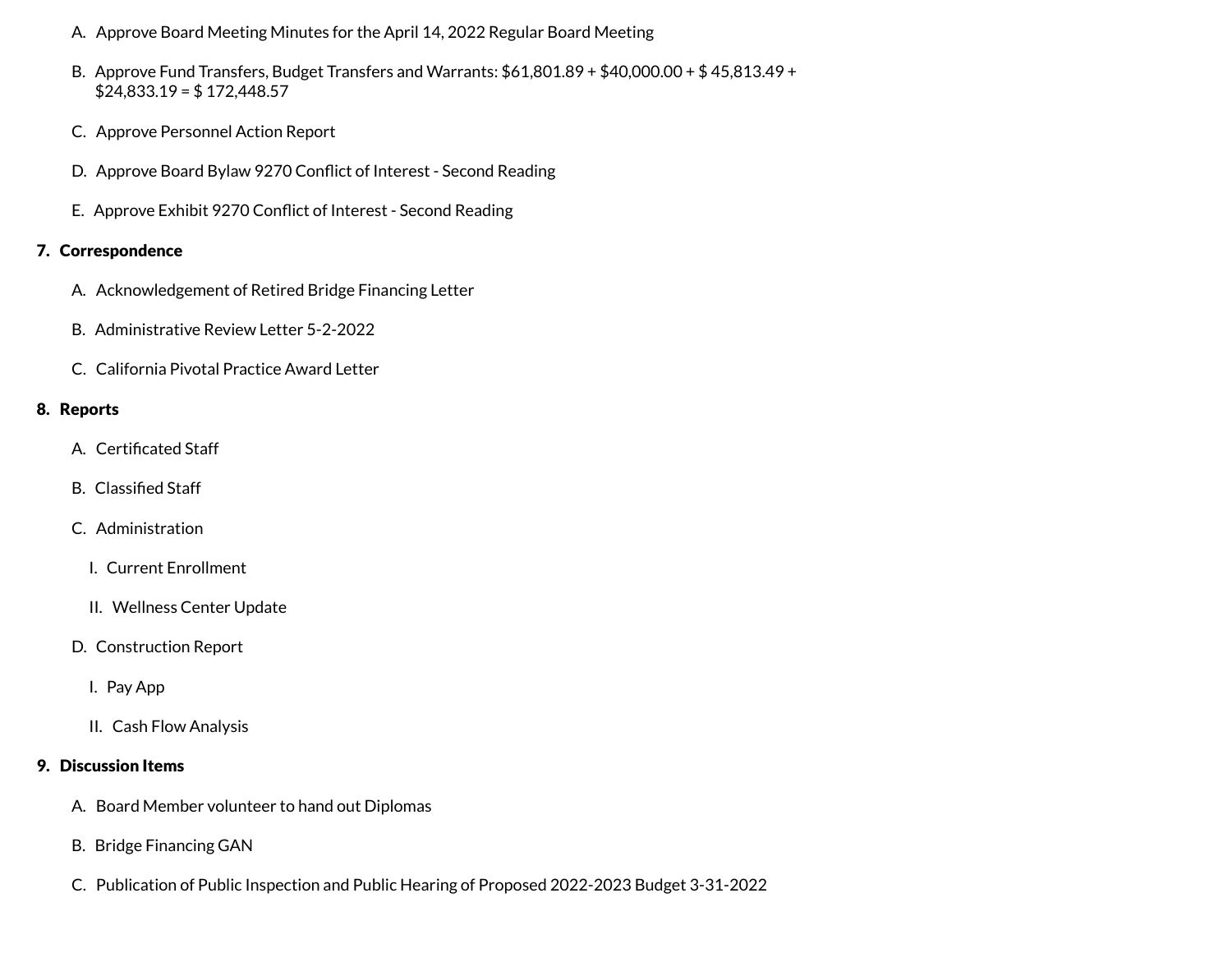A. Approve Board Meeting Minutes for the April 14, 2022 Regular Board Meeting

B. Approve Fund Transfers, Budget Transfers and Warrants: $61,801.89 + $40,000.00 + $ 45,813.49 + $24,833.19 = $ 172,448.57

C. Approve Personnel Action Report

D. Approve Board Bylaw 9270 Conflict of Interest - Second Reading

E. Approve Exhibit 9270 Conflict of Interest - Second Reading

**7. Correspondence**

A. Acknowledgement of Retired Bridge Financing Letter

B. Administrative Review Letter 5-2-2022

C. California Pivotal Practice Award Letter

**8. Reports**

A. Certificated Staff

B. Classified Staff

C. Administration

I. Current Enrollment

II. Wellness Center Update

D. Construction Report

I. Pay App

II. Cash Flow Analysis

**9. Discussion Items**

A. Board Member volunteer to hand out Diplomas

B. Bridge Financing GAN

C. Publication of Public Inspection and Public Hearing of Proposed 2022-2023 Budget 3-31-2022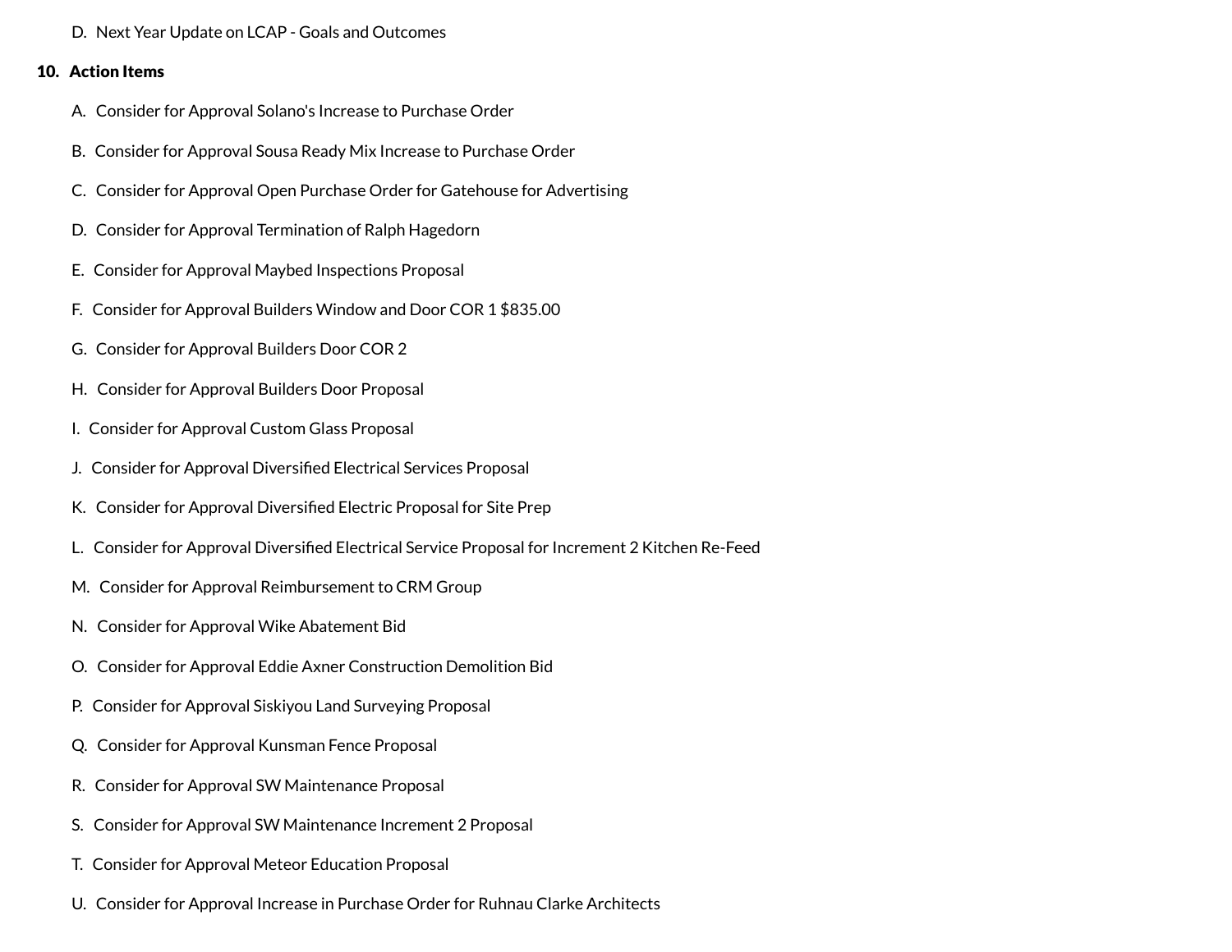D. Next Year Update on LCAP - Goals and Outcomes

**10. Action Items**

A. Consider for Approval Solano's Increase to Purchase Order

B. Consider for Approval Sousa Ready Mix Increase to Purchase Order

C. Consider for Approval Open Purchase Order for Gatehouse for Advertising

D. Consider for Approval Termination of Ralph Hagedorn

E. Consider for Approval Maybed Inspections Proposal

F. Consider for Approval Builders Window and Door COR 1 $835.00

G. Consider for Approval Builders Door COR 2

H. Consider for Approval Builders Door Proposal

I. Consider for Approval Custom Glass Proposal

J. Consider for Approval Diversified Electrical Services Proposal

K. Consider for Approval Diversified Electric Proposal for Site Prep

L. Consider for Approval Diversified Electrical Service Proposal for Increment 2 Kitchen Re-Feed

M. Consider for Approval Reimbursement to CRM Group

N. Consider for Approval Wike Abatement Bid

O. Consider for Approval Eddie Axner Construction Demolition Bid

P. Consider for Approval Siskiyou Land Surveying Proposal

Q. Consider for Approval Kunsman Fence Proposal

R. Consider for Approval SW Maintenance Proposal

S. Consider for Approval SW Maintenance Increment 2 Proposal

T. Consider for Approval Meteor Education Proposal

U. Consider for Approval Increase in Purchase Order for Ruhnau Clarke Architects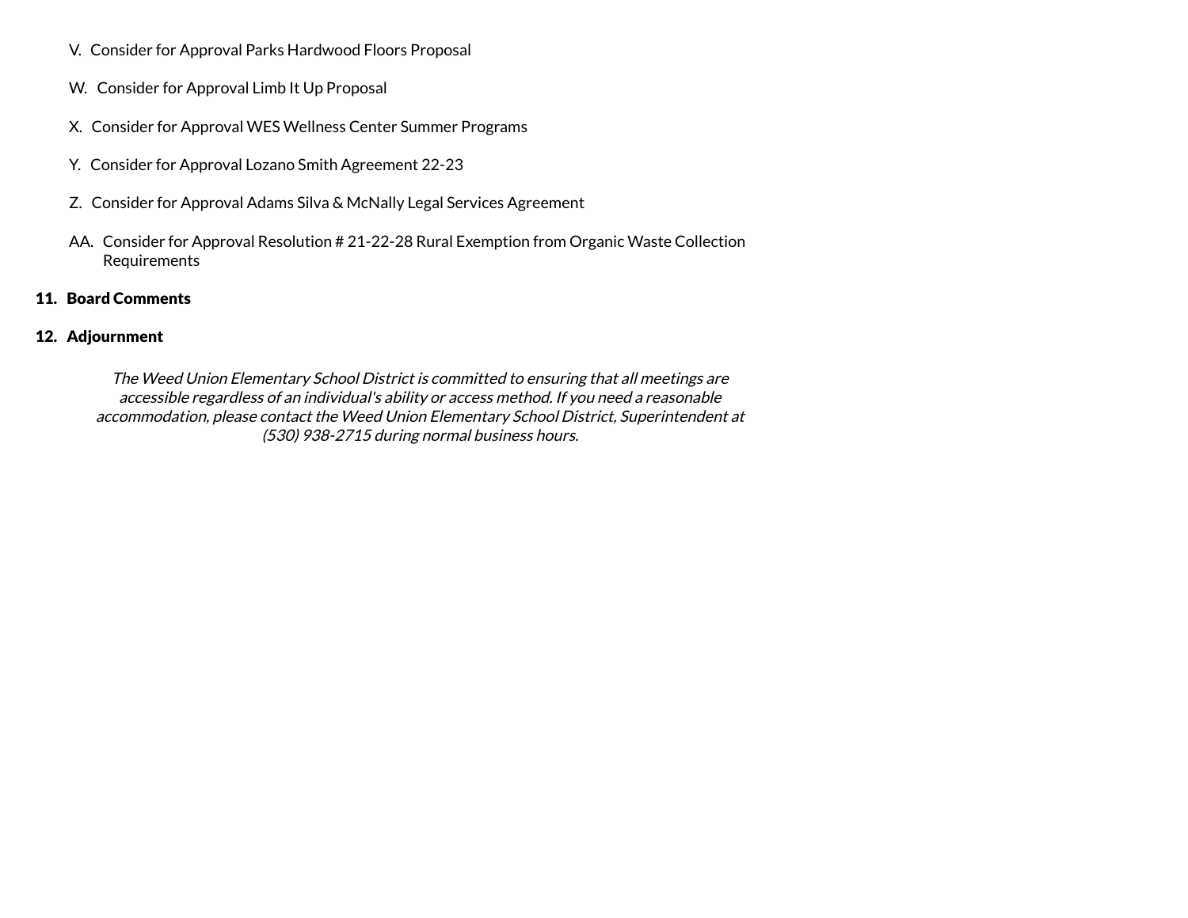V. Consider for Approval Parks Hardwood Floors Proposal

W. Consider for Approval Limb It Up Proposal

X. Consider for Approval WES Wellness Center Summer Programs

Y. Consider for Approval Lozano Smith Agreement 22-23

Z. Consider for Approval Adams Silva & McNally Legal Services Agreement

AA. Consider for Approval Resolution # 21-22-28 Rural Exemption from Organic Waste Collection Requirements

**11. Board Comments**

**12. Adjournment**

*The Weed Union Elementary School District is committed to ensuring that all meetings are accessible regardless of an individual's ability or access method. If you need a reasonable accommodation, please contact the Weed Union Elementary School District, Superintendent at (530) 938-2715 during normal business hours.*